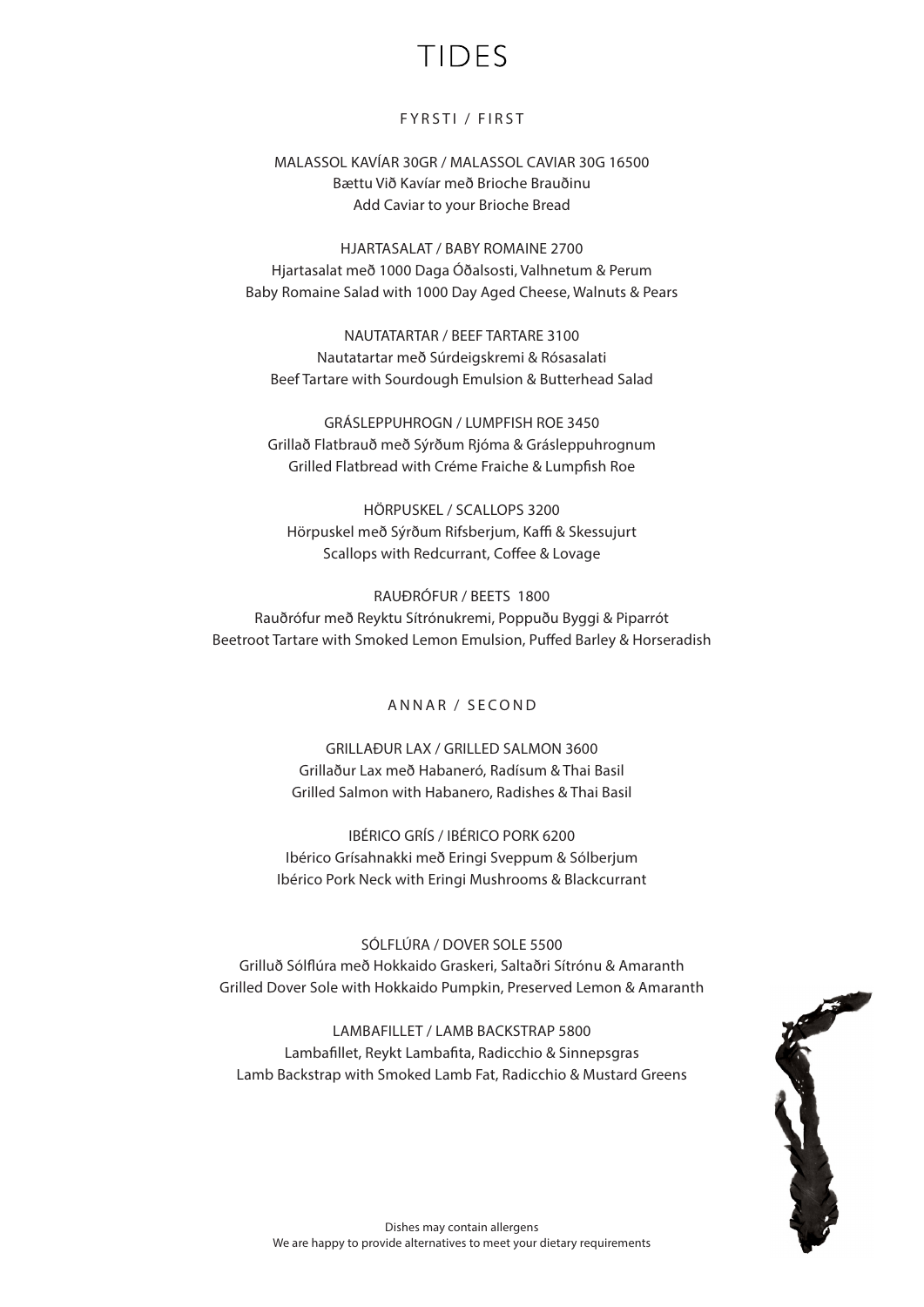# TIDES

## FYRSTI / FIRST

MALASSOL KAVÍAR 30GR / MALASSOL CAVIAR 30G 16500
Bættu Við Kavíar með Brioche Brauðinu
Add Caviar to your Brioche Bread

HJARTASALAT / BABY ROMAINE 2700
Hjartasalat með 1000 Daga Óðalsosti, Valhnetum & Perum
Baby Romaine Salad with 1000 Day Aged Cheese, Walnuts & Pears

NAUTATARTAR / BEEF TARTARE 3100
Nautatartar með Súrdeigskremi & Rósasalati
Beef Tartare with Sourdough Emulsion & Butterhead Salad

GRÁSLEPPUHROGN / LUMPFISH ROE 3450
Grillað Flatbrauð með Sýrðum Rjóma & Grásleppuhrognum
Grilled Flatbread with Créme Fraiche & Lumpfish Roe

HÖRPUSKEL / SCALLOPS 3200
Hörpuskel með Sýrðum Rifsberjum, Kaffi & Skessujurt
Scallops with Redcurrant, Coffee & Lovage

RAUÐRÓFUR / BEETS 1800
Rauðrófur með Reyktu Sítrónukremi, Poppuðu Byggi & Piparrót
Beetroot Tartare with Smoked Lemon Emulsion, Puffed Barley & Horseradish

## ANNAR / SECOND

GRILLAÐUR LAX / GRILLED SALMON 3600
Grillaður Lax með Habaneró, Radísum & Thai Basil
Grilled Salmon with Habanero, Radishes & Thai Basil

IBÉRICO GRÍS / IBÉRICO PORK 6200
Ibérico Grísahnakki með Eringi Sveppum & Sólberjum
Ibérico Pork Neck with Eringi Mushrooms & Blackcurrant

SÓLFLÚRA / DOVER SOLE 5500
Grilluð Sólflúra með Hokkaido Graskeri, Saltaðri Sítrónu & Amaranth
Grilled Dover Sole with Hokkaido Pumpkin, Preserved Lemon & Amaranth

LAMBAFILLET / LAMB BACKSTRAP 5800
Lambafillet, Reykt Lambafita, Radicchio & Sinnepsgras
Lamb Backstrap with Smoked Lamb Fat, Radicchio & Mustard Greens

Dishes may contain allergens
We are happy to provide alternatives to meet your dietary requirements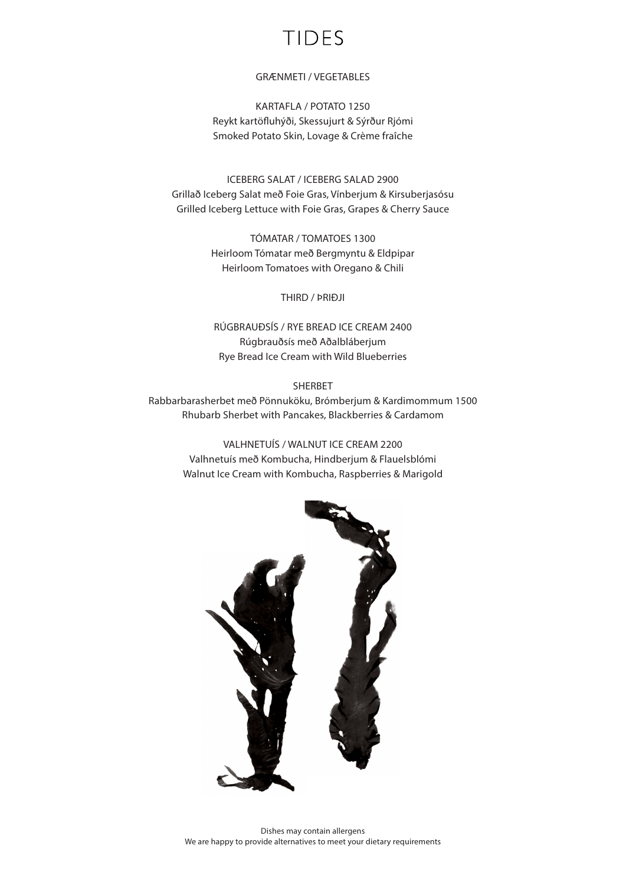# TIDES

## GRÆNMETI / VEGETABLES

### KARTAFLA / POTATO 1250

Reykt kartöfluhýði, Skessujurt & Sýrður Rjómi
Smoked Potato Skin, Lovage & Crème fraîche

### ICEBERG SALAT / ICEBERG SALAD 2900

Grillað Iceberg Salat með Foie Gras, Vínberjum & Kirsuberjasósu
Grilled Iceberg Lettuce with Foie Gras, Grapes & Cherry Sauce

### TÓMATAR / TOMATOES 1300

Heirloom Tómatar með Bergmyntu & Eldpipar
Heirloom Tomatoes with Oregano & Chili

## THIRD / ÞRIÐJI

### RÚGBRAUÐSÍS / RYE BREAD ICE CREAM 2400

Rúgbrauðsís með Aðalbláberjum
Rye Bread Ice Cream with Wild Blueberries

### SHERBET

Rabbarbarasherbet með Pönnuköku, Brómberjum & Kardimommum 1500
Rhubarb Sherbet with Pancakes, Blackberries & Cardamom

### VALHNETUÍS / WALNUT ICE CREAM 2200

Valhnetuís með Kombucha, Hindberjum & Flauelsblómi
Walnut Ice Cream with Kombucha, Raspberries & Marigold

Dishes may contain allergens
We are happy to provide alternatives to meet your dietary requirements